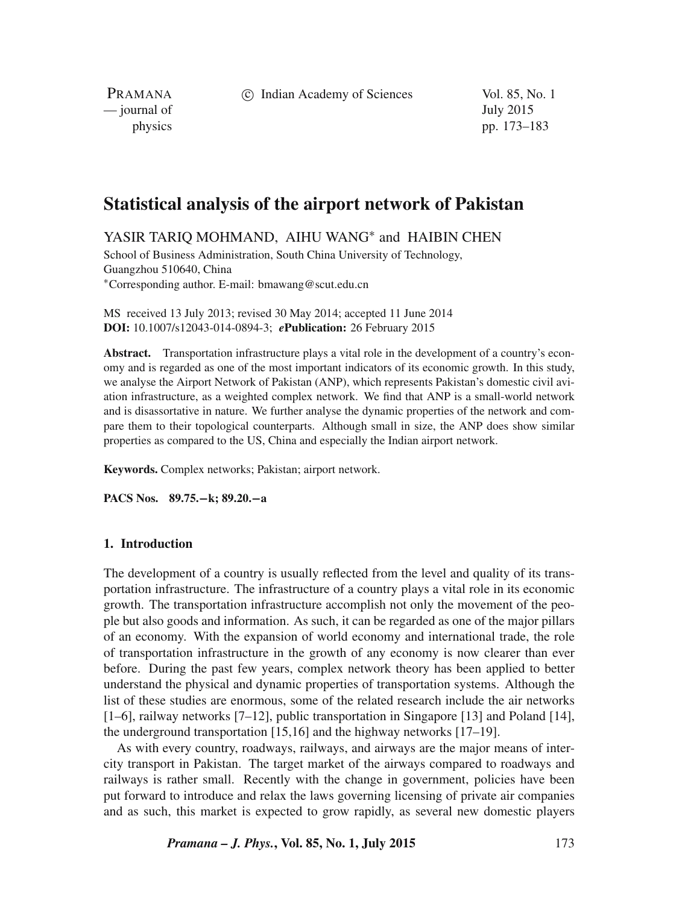# Statistical analysis of the airport network of Pakistan

YASIR TARIQ MOHMAND, AIHU WANG* and HAIBIN CHEN

School of Business Administration, South China University of Technology, Guangzhou 510640, China

*Corresponding author. E-mail: bmawang@scut.edu.cn

MS received 13 July 2013; revised 30 May 2014; accepted 11 June 2014

**DOI:** 10.1007/s12043-014-0894-3; ***e*Publication:** 26 February 2015

**Abstract.** Transportation infrastructure plays a vital role in the development of a country's economy and is regarded as one of the most important indicators of its economic growth. In this study, we analyse the Airport Network of Pakistan (ANP), which represents Pakistan's domestic civil aviation infrastructure, as a weighted complex network. We find that ANP is a small-world network and is disassortative in nature. We further analyse the dynamic properties of the network and compare them to their topological counterparts. Although small in size, the ANP does show similar properties as compared to the US, China and especially the Indian airport network.

**Keywords.** Complex networks; Pakistan; airport network.

**PACS Nos.** **89.75.−k; 89.20.−a**

## 1. Introduction

The development of a country is usually reflected from the level and quality of its transportation infrastructure. The infrastructure of a country plays a vital role in its economic growth. The transportation infrastructure accomplish not only the movement of the people but also goods and information. As such, it can be regarded as one of the major pillars of an economy. With the expansion of world economy and international trade, the role of transportation infrastructure in the growth of any economy is now clearer than ever before. During the past few years, complex network theory has been applied to better understand the physical and dynamic properties of transportation systems. Although the list of these studies are enormous, some of the related research include the air networks [1–6], railway networks [7–12], public transportation in Singapore [13] and Poland [14], the underground transportation [15,16] and the highway networks [17–19].

As with every country, roadways, railways, and airways are the major means of intercity transport in Pakistan. The target market of the airways compared to roadways and railways is rather small. Recently with the change in government, policies have been put forward to introduce and relax the laws governing licensing of private air companies and as such, this market is expected to grow rapidly, as several new domestic players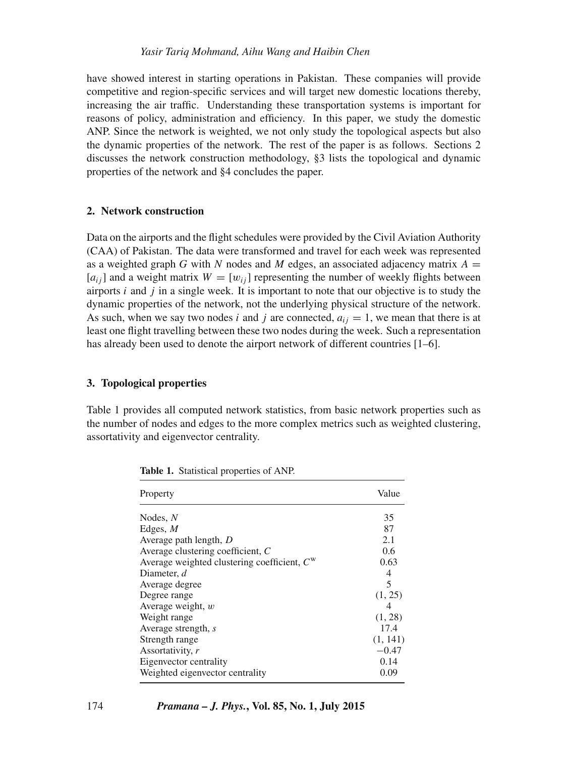have showed interest in starting operations in Pakistan. These companies will provide competitive and region-specific services and will target new domestic locations thereby, increasing the air traffic. Understanding these transportation systems is important for reasons of policy, administration and efficiency. In this paper, we study the domestic ANP. Since the network is weighted, we not only study the topological aspects but also the dynamic properties of the network. The rest of the paper is as follows. Sections 2 discusses the network construction methodology, §3 lists the topological and dynamic properties of the network and §4 concludes the paper.

## 2. Network construction

Data on the airports and the flight schedules were provided by the Civil Aviation Authority (CAA) of Pakistan. The data were transformed and travel for each week was represented as a weighted graph $G$ with $N$ nodes and $M$ edges, an associated adjacency matrix $A = [a_{ij}]$ and a weight matrix $W = [w_{ij}]$ representing the number of weekly flights between airports $i$ and $j$ in a single week. It is important to note that our objective is to study the dynamic properties of the network, not the underlying physical structure of the network. As such, when we say two nodes $i$ and $j$ are connected, $a_{ij} = 1$, we mean that there is at least one flight travelling between these two nodes during the week. Such a representation has already been used to denote the airport network of different countries [1–6].

## 3. Topological properties

Table 1 provides all computed network statistics, from basic network properties such as the number of nodes and edges to the more complex metrics such as weighted clustering, assortativity and eigenvector centrality.

**Table 1.** Statistical properties of ANP.

| Property | Value |
|---|---|
| Nodes, $N$ | 35 |
| Edges, $M$ | 87 |
| Average path length, $D$ | 2.1 |
| Average clustering coefficient, $C$ | 0.6 |
| Average weighted clustering coefficient, $C^{\mathrm{w}}$ | 0.63 |
| Diameter, $d$ | 4 |
| Average degree | 5 |
| Degree range | (1, 25) |
| Average weight, $w$ | 4 |
| Weight range | (1, 28) |
| Average strength, $s$ | 17.4 |
| Strength range | (1, 141) |
| Assortativity, $r$ | $-0.47$ |
| Eigenvector centrality | 0.14 |
| Weighted eigenvector centrality | 0.09 |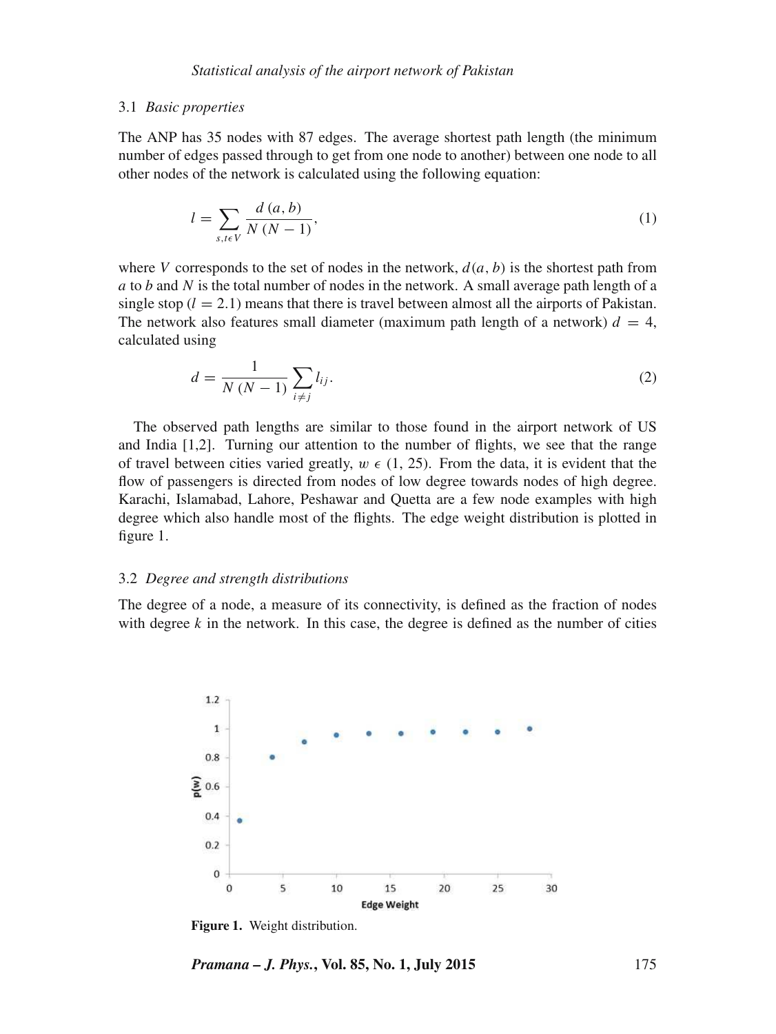### 3.1 *Basic properties*

The ANP has 35 nodes with 87 edges. The average shortest path length (the minimum number of edges passed through to get from one node to another) between one node to all other nodes of the network is calculated using the following equation:

$$l = \sum_{s,t \epsilon V} \frac{d\,(a,b)}{N\,(N-1)}, \tag{1}$$

where $V$ corresponds to the set of nodes in the network, $d(a,b)$ is the shortest path from $a$ to $b$ and $N$ is the total number of nodes in the network. A small average path length of a single stop ($l = 2.1$) means that there is travel between almost all the airports of Pakistan. The network also features small diameter (maximum path length of a network) $d = 4$, calculated using

$$d = \frac{1}{N\,(N-1)} \sum_{i \neq j} l_{ij}. \tag{2}$$

The observed path lengths are similar to those found in the airport network of US and India [1,2]. Turning our attention to the number of flights, we see that the range of travel between cities varied greatly, $w \,\epsilon\, (1, 25)$. From the data, it is evident that the flow of passengers is directed from nodes of low degree towards nodes of high degree. Karachi, Islamabad, Lahore, Peshawar and Quetta are a few node examples with high degree which also handle most of the flights. The edge weight distribution is plotted in figure 1.

### 3.2 *Degree and strength distributions*

The degree of a node, a measure of its connectivity, is defined as the fraction of nodes with degree $k$ in the network. In this case, the degree is defined as the number of cities

**Figure 1.** Weight distribution.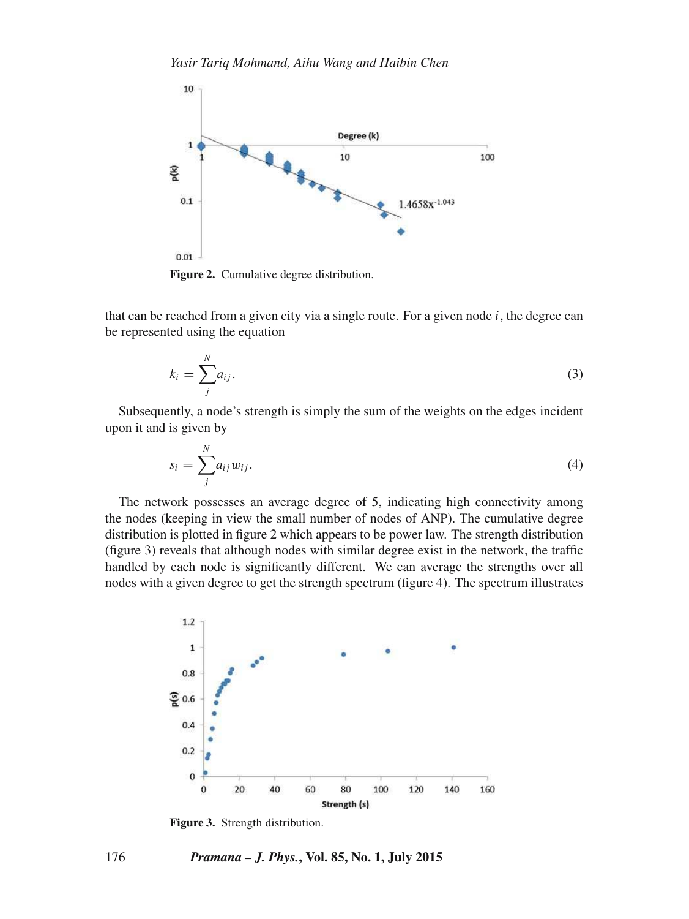Figure 2. Cumulative degree distribution.

that can be reached from a given city via a single route. For a given node $i$, the degree can be represented using the equation

$$k_i = \sum_j^N a_{ij}. \tag{3}$$

Subsequently, a node's strength is simply the sum of the weights on the edges incident upon it and is given by

$$s_i = \sum_j^N a_{ij} w_{ij}. \tag{4}$$

The network possesses an average degree of 5, indicating high connectivity among the nodes (keeping in view the small number of nodes of ANP). The cumulative degree distribution is plotted in figure 2 which appears to be power law. The strength distribution (figure 3) reveals that although nodes with similar degree exist in the network, the traffic handled by each node is significantly different. We can average the strengths over all nodes with a given degree to get the strength spectrum (figure 4). The spectrum illustrates

Figure 3. Strength distribution.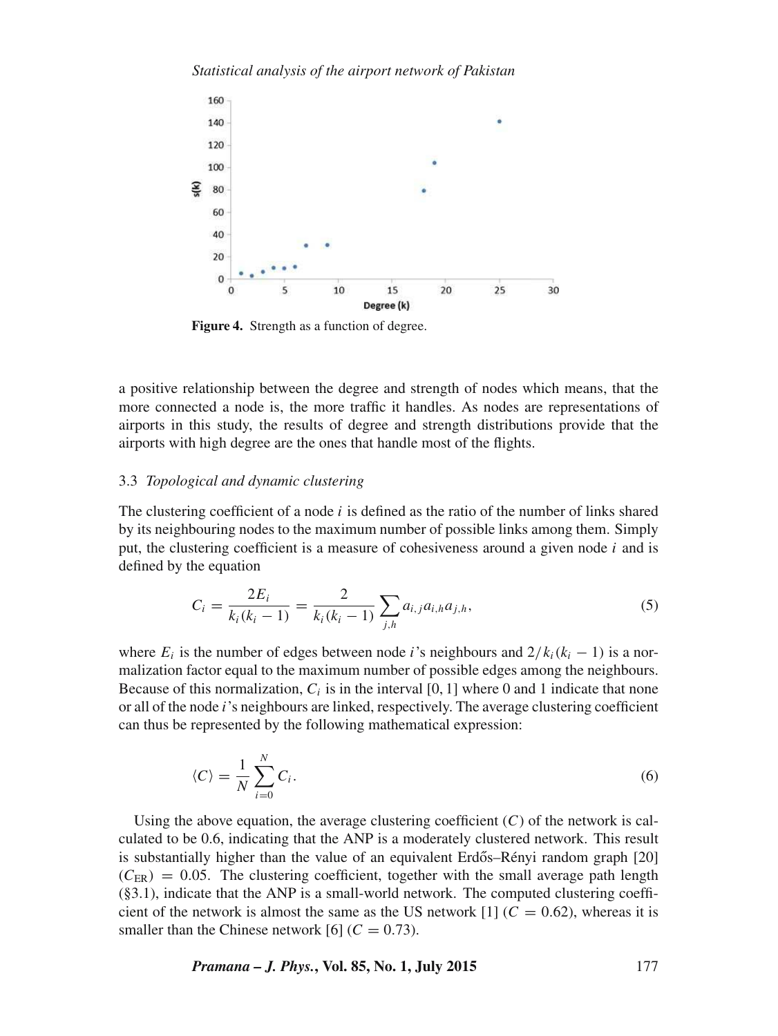Figure 4. Strength as a function of degree.

a positive relationship between the degree and strength of nodes which means, that the more connected a node is, the more traffic it handles. As nodes are representations of airports in this study, the results of degree and strength distributions provide that the airports with high degree are the ones that handle most of the flights.

### 3.3 *Topological and dynamic clustering*

The clustering coefficient of a node $i$ is defined as the ratio of the number of links shared by its neighbouring nodes to the maximum number of possible links among them. Simply put, the clustering coefficient is a measure of cohesiveness around a given node $i$ and is defined by the equation

$$C_i = \frac{2E_i}{k_i(k_i - 1)} = \frac{2}{k_i(k_i - 1)} \sum_{j,h} a_{i,j} a_{i,h} a_{j,h}, \tag{5}$$

where $E_i$ is the number of edges between node $i$'s neighbours and $2/k_i(k_i - 1)$ is a normalization factor equal to the maximum number of possible edges among the neighbours. Because of this normalization, $C_i$ is in the interval $[0, 1]$ where 0 and 1 indicate that none or all of the node $i$'s neighbours are linked, respectively. The average clustering coefficient can thus be represented by the following mathematical expression:

$$\langle C \rangle = \frac{1}{N} \sum_{i=0}^{N} C_i. \tag{6}$$

Using the above equation, the average clustering coefficient ($C$) of the network is calculated to be 0.6, indicating that the ANP is a moderately clustered network. This result is substantially higher than the value of an equivalent Erdős–Rényi random graph [20] ($C_{\mathrm{ER}}$) = 0.05. The clustering coefficient, together with the small average path length (§3.1), indicate that the ANP is a small-world network. The computed clustering coefficient of the network is almost the same as the US network [1] ($C = 0.62$), whereas it is smaller than the Chinese network [6] ($C = 0.73$).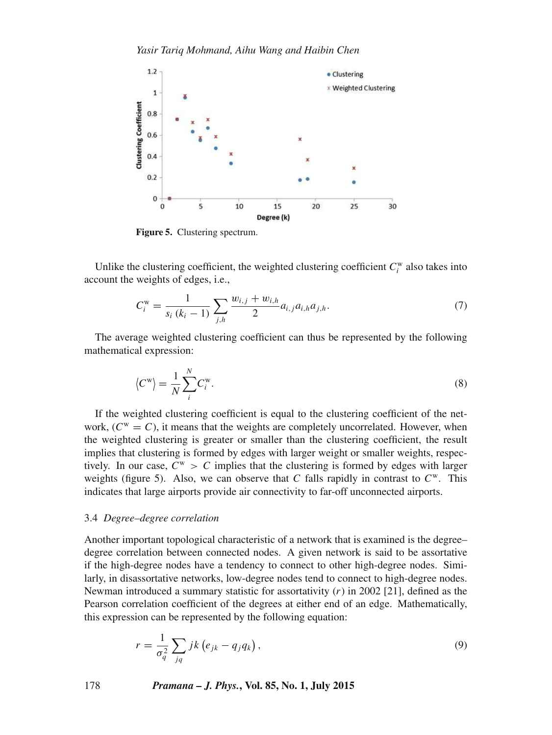**Figure 5.** Clustering spectrum.

Unlike the clustering coefficient, the weighted clustering coefficient $C_i^{\mathrm{w}}$ also takes into account the weights of edges, i.e.,

$$C_i^{\mathrm{w}} = \frac{1}{s_i\,(k_i - 1)} \sum_{j,h} \frac{w_{i,j} + w_{i,h}}{2} a_{i,j} a_{i,h} a_{j,h}. \tag{7}$$

The average weighted clustering coefficient can thus be represented by the following mathematical expression:

$$\left\langle C^{\mathrm{w}} \right\rangle = \frac{1}{N} \sum_{i}^{N} C_i^{\mathrm{w}}. \tag{8}$$

If the weighted clustering coefficient is equal to the clustering coefficient of the network, ($C^{\mathrm{w}} = C$), it means that the weights are completely uncorrelated. However, when the weighted clustering is greater or smaller than the clustering coefficient, the result implies that clustering is formed by edges with larger weight or smaller weights, respectively. In our case, $C^{\mathrm{w}} > C$ implies that the clustering is formed by edges with larger weights (figure 5). Also, we can observe that $C$ falls rapidly in contrast to $C^{\mathrm{w}}$. This indicates that large airports provide air connectivity to far-off unconnected airports.

### 3.4 *Degree–degree correlation*

Another important topological characteristic of a network that is examined is the degree–degree correlation between connected nodes. A given network is said to be assortative if the high-degree nodes have a tendency to connect to other high-degree nodes. Similarly, in disassortative networks, low-degree nodes tend to connect to high-degree nodes. Newman introduced a summary statistic for assortativity ($r$) in 2002 [21], defined as the Pearson correlation coefficient of the degrees at either end of an edge. Mathematically, this expression can be represented by the following equation:

$$r = \frac{1}{\sigma_q^2} \sum_{jq} jk \left( e_{jk} - q_j q_k \right), \tag{9}$$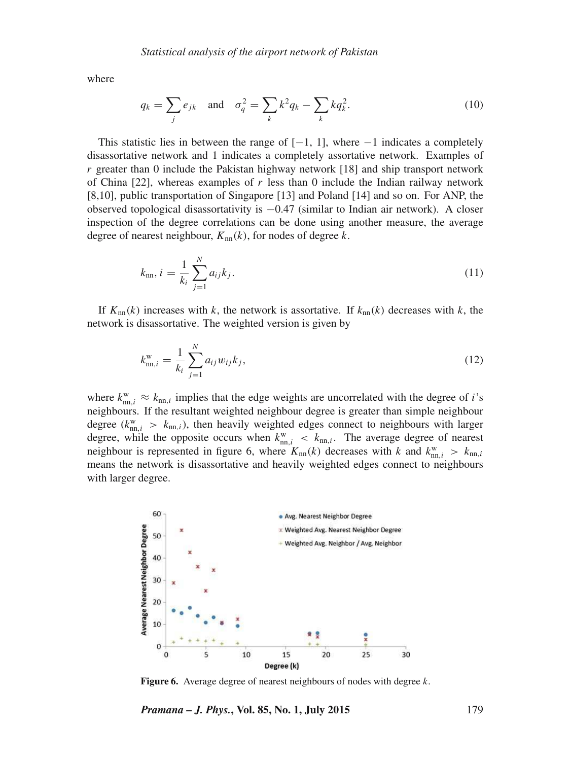where

$$q_k = \sum_j e_{jk} \quad \text{and} \quad \sigma_q^2 = \sum_k k^2 q_k - \sum_k k q_k^2. \tag{10}$$

This statistic lies in between the range of $[-1, 1]$, where $-1$ indicates a completely disassortative network and 1 indicates a completely assortative network. Examples of $r$ greater than 0 include the Pakistan highway network [18] and ship transport network of China [22], whereas examples of $r$ less than 0 include the Indian railway network [8,10], public transportation of Singapore [13] and Poland [14] and so on. For ANP, the observed topological disassortativity is $-0.47$ (similar to Indian air network). A closer inspection of the degree correlations can be done using another measure, the average degree of nearest neighbour, $K_{\text{nn}}(k)$, for nodes of degree $k$.

$$k_{\text{nn}}, i = \frac{1}{k_i} \sum_{j=1}^{N} a_{ij} k_j. \tag{11}$$

If $K_{\text{nn}}(k)$ increases with $k$, the network is assortative. If $k_{\text{nn}}(k)$ decreases with $k$, the network is disassortative. The weighted version is given by

$$k_{\text{nn},i}^{\text{w}} = \frac{1}{k_i} \sum_{j=1}^{N} a_{ij} w_{ij} k_j, \tag{12}$$

where $k_{\text{nn},i}^{\text{w}} \approx k_{\text{nn},i}$ implies that the edge weights are uncorrelated with the degree of $i$'s neighbours. If the resultant weighted neighbour degree is greater than simple neighbour degree ($k_{\text{nn},i}^{\text{w}} > k_{\text{nn},i}$), then heavily weighted edges connect to neighbours with larger degree, while the opposite occurs when $k_{\text{nn},i}^{\text{w}} < k_{\text{nn},i}$. The average degree of nearest neighbour is represented in figure 6, where $K_{\text{nn}}(k)$ decreases with $k$ and $k_{\text{nn},i}^{\text{w}} > k_{\text{nn},i}$ means the network is disassortative and heavily weighted edges connect to neighbours with larger degree.

**Figure 6.** Average degree of nearest neighbours of nodes with degree $k$.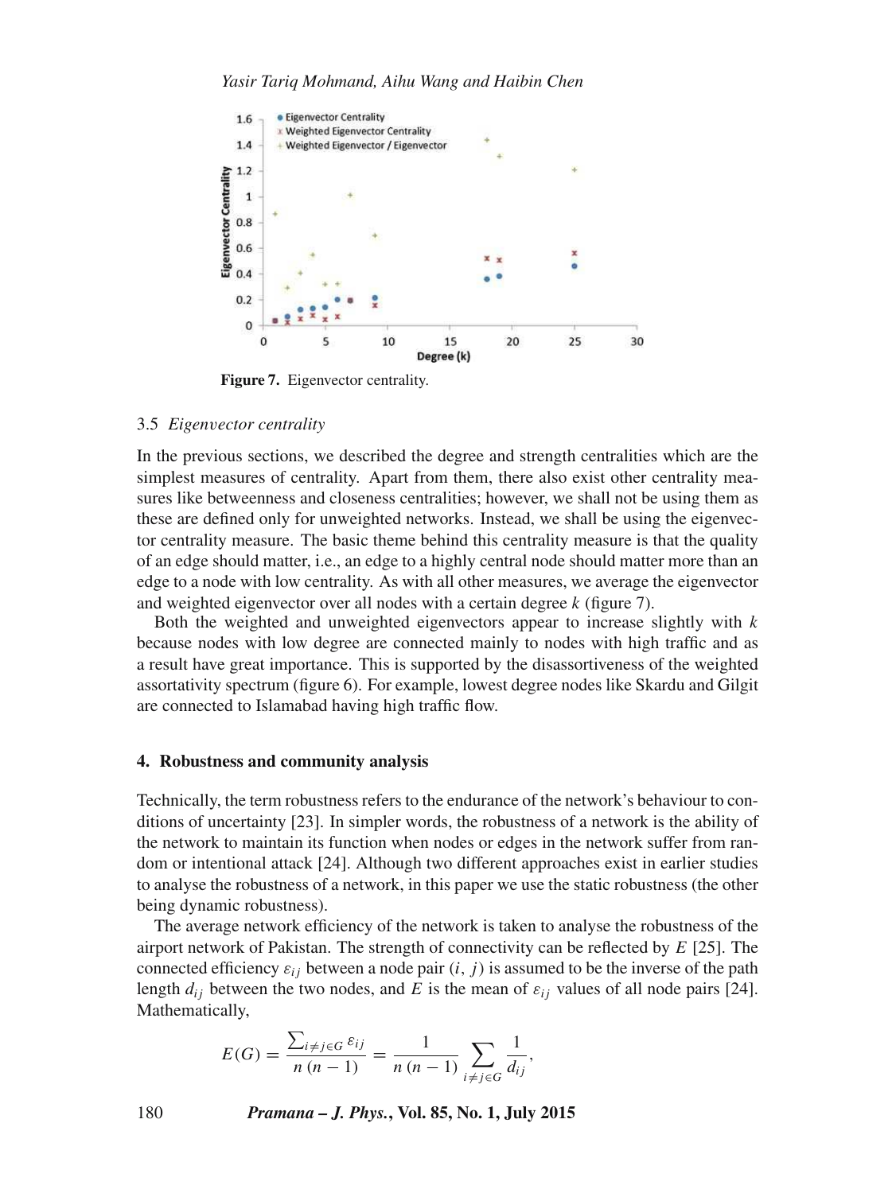Figure 7. Eigenvector centrality.

### 3.5 *Eigenvector centrality*

In the previous sections, we described the degree and strength centralities which are the simplest measures of centrality. Apart from them, there also exist other centrality measures like betweenness and closeness centralities; however, we shall not be using them as these are defined only for unweighted networks. Instead, we shall be using the eigenvector centrality measure. The basic theme behind this centrality measure is that the quality of an edge should matter, i.e., an edge to a highly central node should matter more than an edge to a node with low centrality. As with all other measures, we average the eigenvector and weighted eigenvector over all nodes with a certain degree $k$ (figure 7).

Both the weighted and unweighted eigenvectors appear to increase slightly with $k$ because nodes with low degree are connected mainly to nodes with high traffic and as a result have great importance. This is supported by the disassortiveness of the weighted assortativity spectrum (figure 6). For example, lowest degree nodes like Skardu and Gilgit are connected to Islamabad having high traffic flow.

## 4. Robustness and community analysis

Technically, the term robustness refers to the endurance of the network's behaviour to conditions of uncertainty [23]. In simpler words, the robustness of a network is the ability of the network to maintain its function when nodes or edges in the network suffer from random or intentional attack [24]. Although two different approaches exist in earlier studies to analyse the robustness of a network, in this paper we use the static robustness (the other being dynamic robustness).

The average network efficiency of the network is taken to analyse the robustness of the airport network of Pakistan. The strength of connectivity can be reflected by $E$ [25]. The connected efficiency $\varepsilon_{ij}$ between a node pair $(i, j)$ is assumed to be the inverse of the path length $d_{ij}$ between the two nodes, and $E$ is the mean of $\varepsilon_{ij}$ values of all node pairs [24]. Mathematically,

$$E(G) = \frac{\sum_{i \neq j \in G} \varepsilon_{ij}}{n\,(n-1)} = \frac{1}{n\,(n-1)} \sum_{i \neq j \in G} \frac{1}{d_{ij}},$$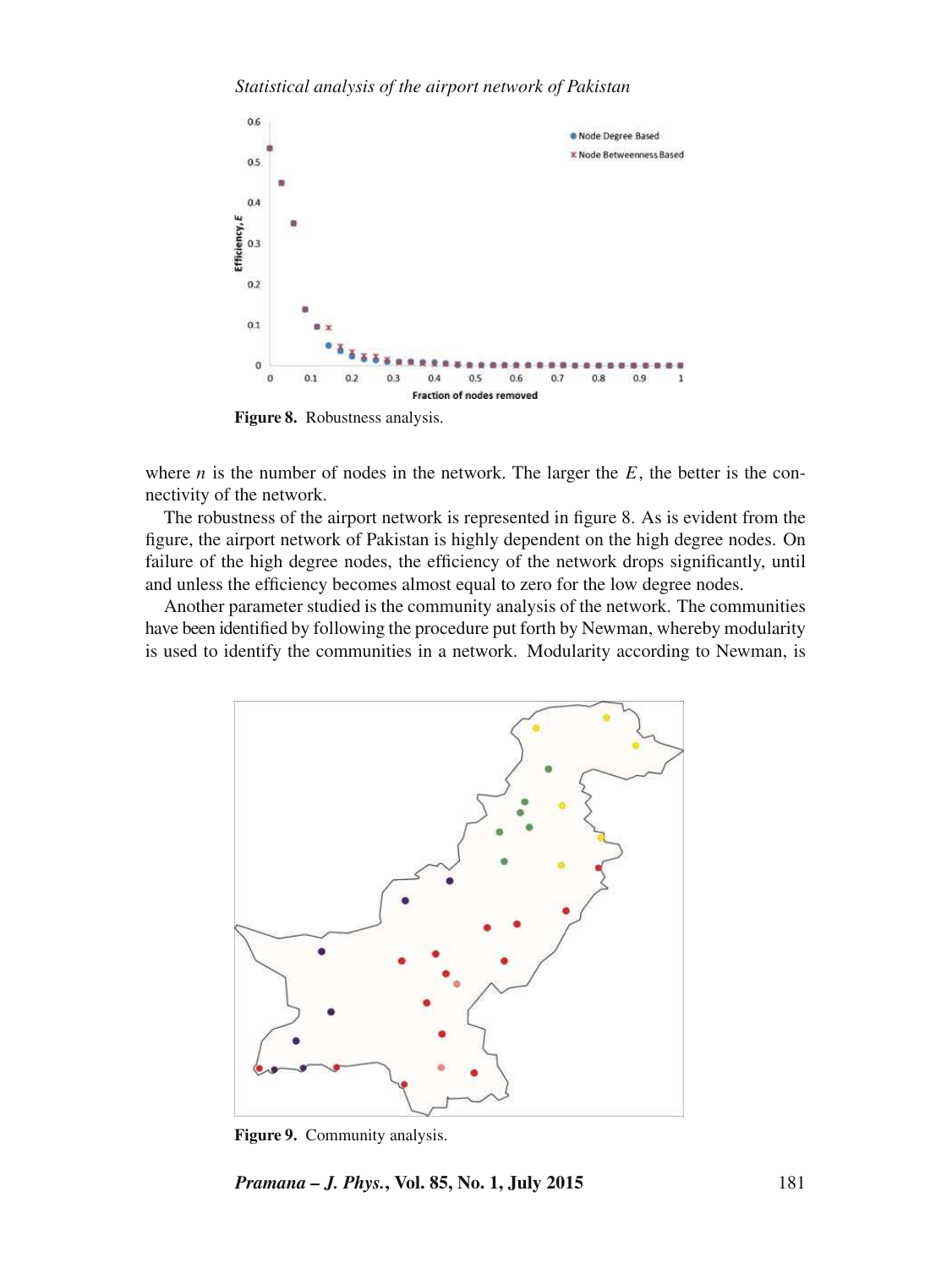Figure 8. Robustness analysis.

where $n$ is the number of nodes in the network. The larger the $E$, the better is the connectivity of the network.

The robustness of the airport network is represented in figure 8. As is evident from the figure, the airport network of Pakistan is highly dependent on the high degree nodes. On failure of the high degree nodes, the efficiency of the network drops significantly, until and unless the efficiency becomes almost equal to zero for the low degree nodes.

Another parameter studied is the community analysis of the network. The communities have been identified by following the procedure put forth by Newman, whereby modularity is used to identify the communities in a network. Modularity according to Newman, is

Figure 9. Community analysis.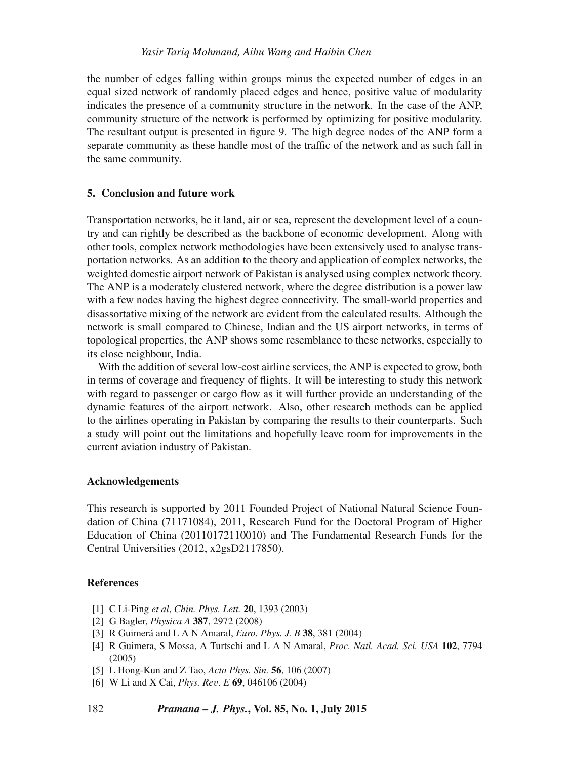the number of edges falling within groups minus the expected number of edges in an equal sized network of randomly placed edges and hence, positive value of modularity indicates the presence of a community structure in the network. In the case of the ANP, community structure of the network is performed by optimizing for positive modularity. The resultant output is presented in figure 9. The high degree nodes of the ANP form a separate community as these handle most of the traffic of the network and as such fall in the same community.

## 5. Conclusion and future work

Transportation networks, be it land, air or sea, represent the development level of a country and can rightly be described as the backbone of economic development. Along with other tools, complex network methodologies have been extensively used to analyse transportation networks. As an addition to the theory and application of complex networks, the weighted domestic airport network of Pakistan is analysed using complex network theory. The ANP is a moderately clustered network, where the degree distribution is a power law with a few nodes having the highest degree connectivity. The small-world properties and disassortative mixing of the network are evident from the calculated results. Although the network is small compared to Chinese, Indian and the US airport networks, in terms of topological properties, the ANP shows some resemblance to these networks, especially to its close neighbour, India.

With the addition of several low-cost airline services, the ANP is expected to grow, both in terms of coverage and frequency of flights. It will be interesting to study this network with regard to passenger or cargo flow as it will further provide an understanding of the dynamic features of the airport network. Also, other research methods can be applied to the airlines operating in Pakistan by comparing the results to their counterparts. Such a study will point out the limitations and hopefully leave room for improvements in the current aviation industry of Pakistan.

## Acknowledgements

This research is supported by 2011 Founded Project of National Natural Science Foundation of China (71171084), 2011, Research Fund for the Doctoral Program of Higher Education of China (20110172110010) and The Fundamental Research Funds for the Central Universities (2012, x2gsD2117850).

## References

[1] C Li-Ping *et al*, *Chin. Phys. Lett.* **20**, 1393 (2003)

[2] G Bagler, *Physica A* **387**, 2972 (2008)

[3] R Guimerá and L A N Amaral, *Euro. Phys. J. B* **38**, 381 (2004)

[4] R Guimera, S Mossa, A Turtschi and L A N Amaral, *Proc. Natl. Acad. Sci. USA* **102**, 7794 (2005)

[5] L Hong-Kun and Z Tao, *Acta Phys. Sin.* **56**, 106 (2007)

[6] W Li and X Cai, *Phys. Rev. E* **69**, 046106 (2004)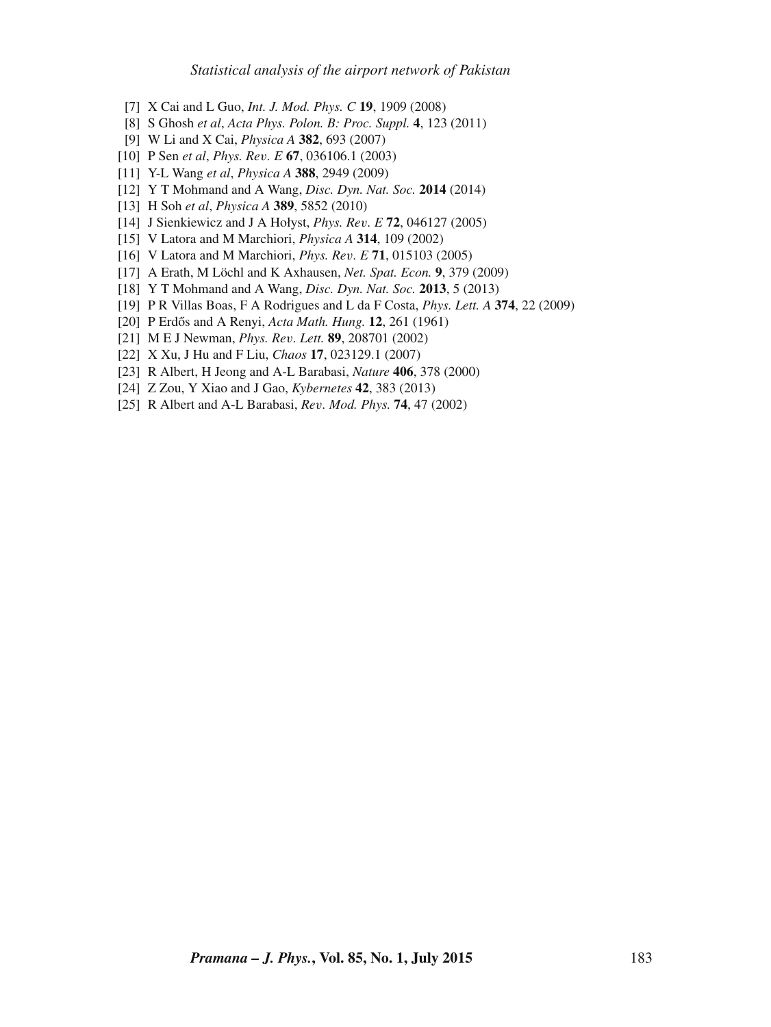[7] X Cai and L Guo, *Int. J. Mod. Phys. C* **19**, 1909 (2008)
[8] S Ghosh *et al*, *Acta Phys. Polon. B: Proc. Suppl.* **4**, 123 (2011)
[9] W Li and X Cai, *Physica A* **382**, 693 (2007)
[10] P Sen *et al*, *Phys. Rev. E* **67**, 036106.1 (2003)
[11] Y-L Wang *et al*, *Physica A* **388**, 2949 (2009)
[12] Y T Mohmand and A Wang, *Disc. Dyn. Nat. Soc.* **2014** (2014)
[13] H Soh *et al*, *Physica A* **389**, 5852 (2010)
[14] J Sienkiewicz and J A Hołyst, *Phys. Rev. E* **72**, 046127 (2005)
[15] V Latora and M Marchiori, *Physica A* **314**, 109 (2002)
[16] V Latora and M Marchiori, *Phys. Rev. E* **71**, 015103 (2005)
[17] A Erath, M Löchl and K Axhausen, *Net. Spat. Econ.* **9**, 379 (2009)
[18] Y T Mohmand and A Wang, *Disc. Dyn. Nat. Soc.* **2013**, 5 (2013)
[19] P R Villas Boas, F A Rodrigues and L da F Costa, *Phys. Lett. A* **374**, 22 (2009)
[20] P Erdős and A Renyi, *Acta Math. Hung.* **12**, 261 (1961)
[21] M E J Newman, *Phys. Rev. Lett.* **89**, 208701 (2002)
[22] X Xu, J Hu and F Liu, *Chaos* **17**, 023129.1 (2007)
[23] R Albert, H Jeong and A-L Barabasi, *Nature* **406**, 378 (2000)
[24] Z Zou, Y Xiao and J Gao, *Kybernetes* **42**, 383 (2013)
[25] R Albert and A-L Barabasi, *Rev. Mod. Phys.* **74**, 47 (2002)